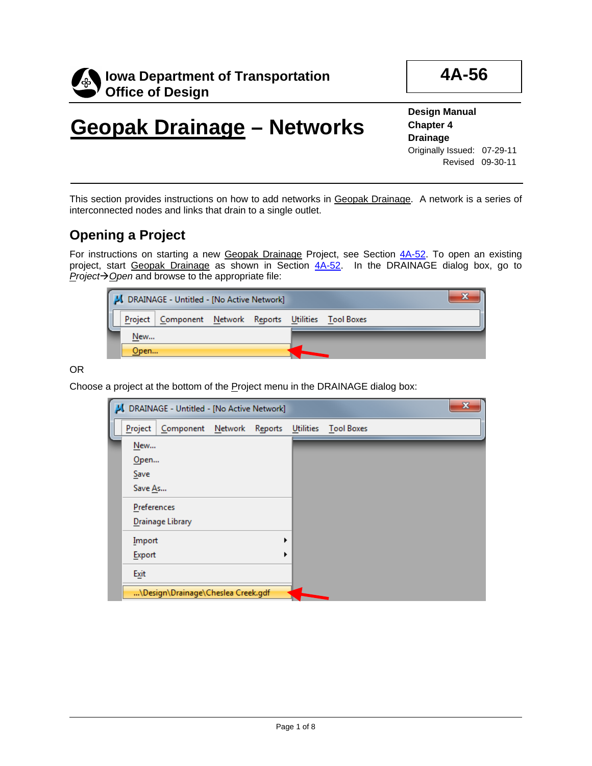**Iowa Department of Transportation**
**Office of Design**

**4A-56**

# Geopak Drainage – Networks

**Design Manual**
**Chapter 4**
**Drainage**
Originally Issued: 07-29-11
Revised 09-30-11

This section provides instructions on how to add networks in Geopak Drainage. A network is a series of interconnected nodes and links that drain to a single outlet.

## Opening a Project

For instructions on starting a new Geopak Drainage Project, see Section 4A-52. To open an existing project, start Geopak Drainage as shown in Section 4A-52. In the DRAINAGE dialog box, go to *Project→Open* and browse to the appropriate file:

OR

Choose a project at the bottom of the Project menu in the DRAINAGE dialog box: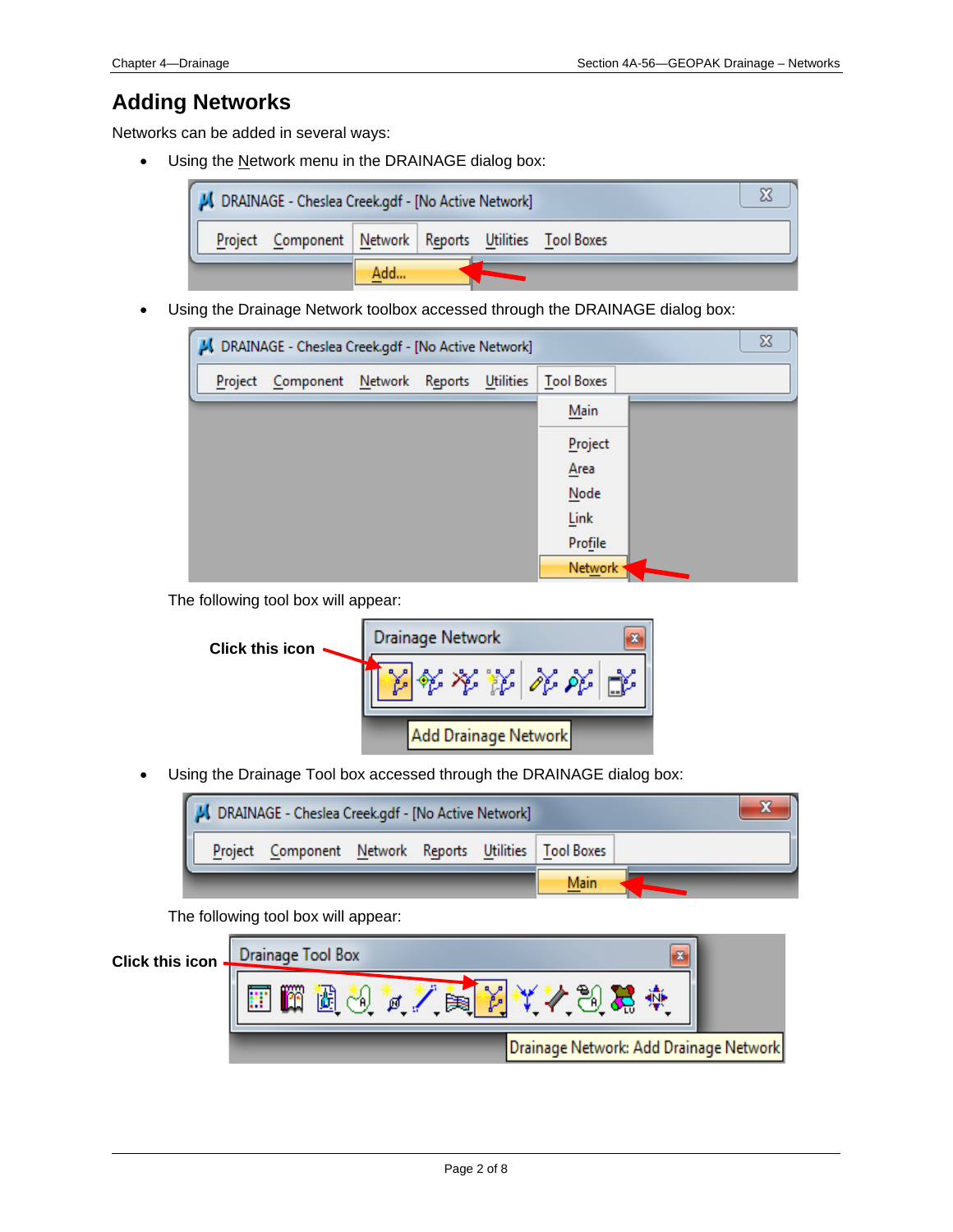## Adding Networks

Networks can be added in several ways:

- Using the Network menu in the DRAINAGE dialog box:

- Using the Drainage Network toolbox accessed through the DRAINAGE dialog box:

  The following tool box will appear:

  **Click this icon**

- Using the Drainage Tool box accessed through the DRAINAGE dialog box:

  The following tool box will appear:

**Click this icon**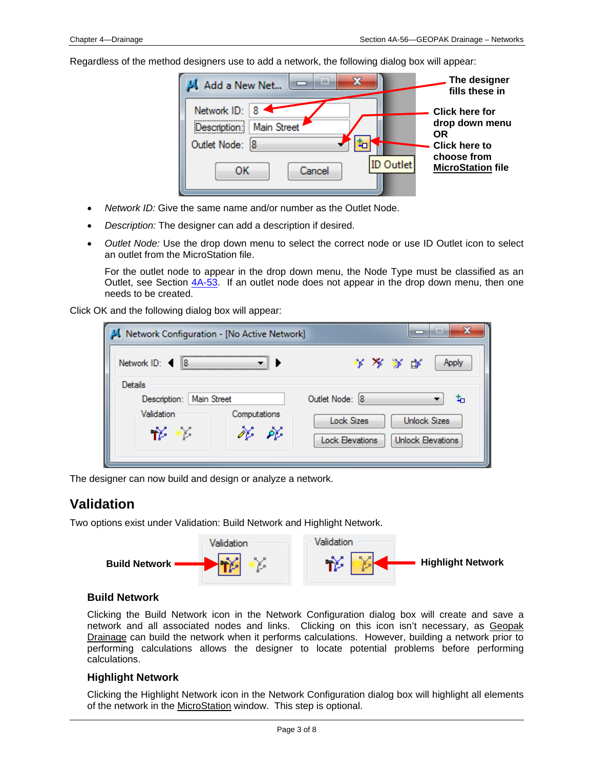Regardless of the method designers use to add a network, the following dialog box will appear:

- *Network ID:* Give the same name and/or number as the Outlet Node.
- *Description:* The designer can add a description if desired.
- *Outlet Node:* Use the drop down menu to select the correct node or use ID Outlet icon to select an outlet from the MicroStation file.

  For the outlet node to appear in the drop down menu, the Node Type must be classified as an Outlet, see Section 4A-53. If an outlet node does not appear in the drop down menu, then one needs to be created.

Click OK and the following dialog box will appear:

The designer can now build and design or analyze a network.

## Validation

Two options exist under Validation: Build Network and Highlight Network.

### Build Network

Clicking the Build Network icon in the Network Configuration dialog box will create and save a network and all associated nodes and links. Clicking on this icon isn't necessary, as Geopak Drainage can build the network when it performs calculations. However, building a network prior to performing calculations allows the designer to locate potential problems before performing calculations.

### Highlight Network

Clicking the Highlight Network icon in the Network Configuration dialog box will highlight all elements of the network in the MicroStation window. This step is optional.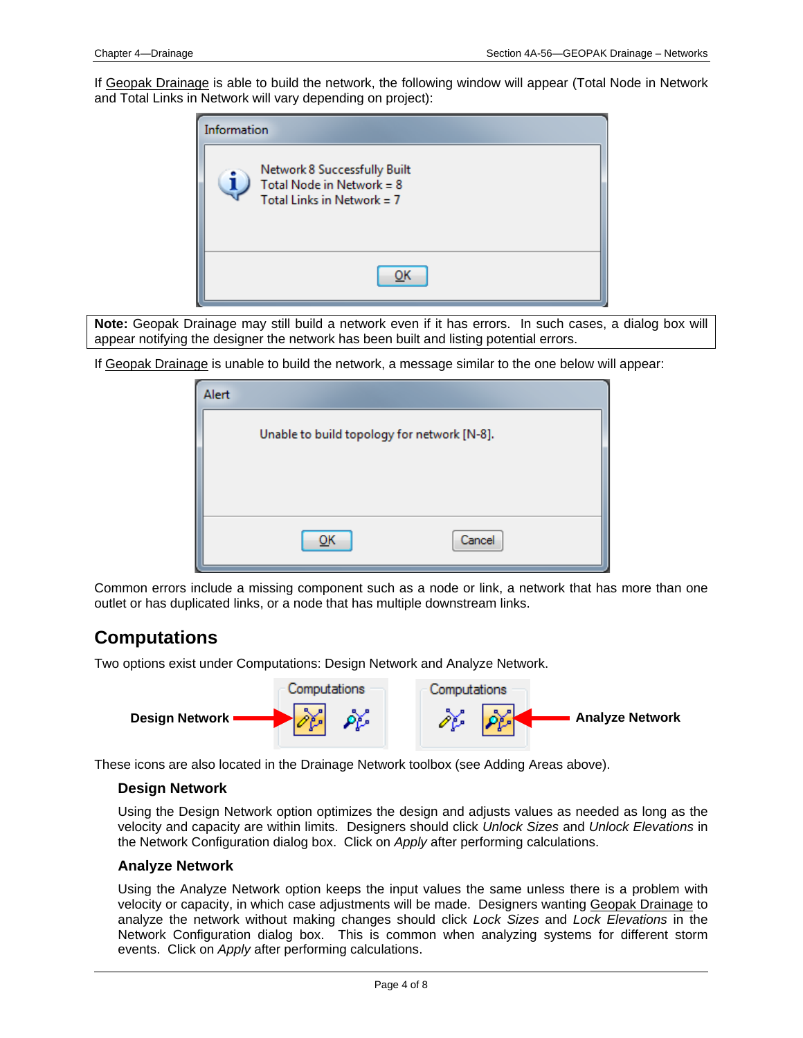If Geopak Drainage is able to build the network, the following window will appear (Total Node in Network and Total Links in Network will vary depending on project):

**Note:** Geopak Drainage may still build a network even if it has errors. In such cases, a dialog box will appear notifying the designer the network has been built and listing potential errors.

If Geopak Drainage is unable to build the network, a message similar to the one below will appear:

Common errors include a missing component such as a node or link, a network that has more than one outlet or has duplicated links, or a node that has multiple downstream links.

## Computations

Two options exist under Computations: Design Network and Analyze Network.

These icons are also located in the Drainage Network toolbox (see Adding Areas above).

### Design Network

Using the Design Network option optimizes the design and adjusts values as needed as long as the velocity and capacity are within limits. Designers should click *Unlock Sizes* and *Unlock Elevations* in the Network Configuration dialog box. Click on *Apply* after performing calculations.

### Analyze Network

Using the Analyze Network option keeps the input values the same unless there is a problem with velocity or capacity, in which case adjustments will be made. Designers wanting Geopak Drainage to analyze the network without making changes should click *Lock Sizes* and *Lock Elevations* in the Network Configuration dialog box. This is common when analyzing systems for different storm events. Click on *Apply* after performing calculations.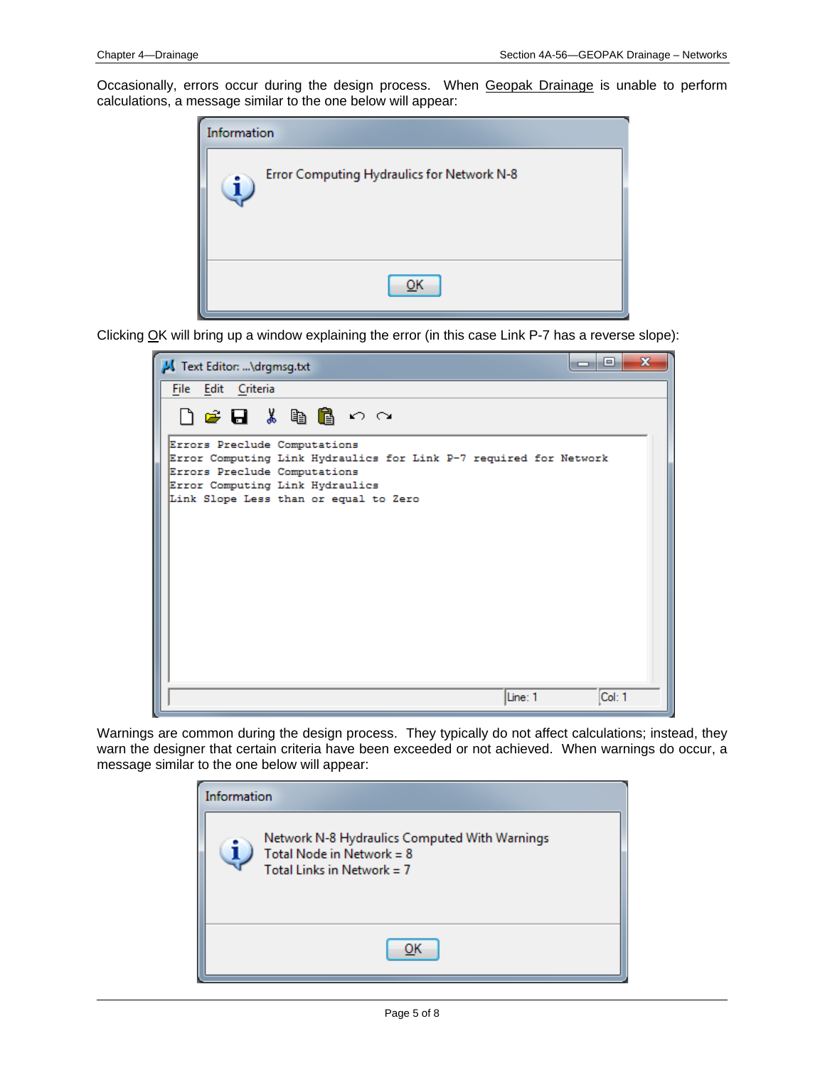Occasionally, errors occur during the design process. When Geopak Drainage is unable to perform calculations, a message similar to the one below will appear:

Information

Error Computing Hydraulics for Network N-8

OK

Clicking OK will bring up a window explaining the error (in this case Link P-7 has a reverse slope):

Text Editor: ...\drgmsg.txt

```
Errors Preclude Computations
Error Computing Link Hydraulics for Link P-7 required for Network
Errors Preclude Computations
Error Computing Link Hydraulics
Link Slope Less than or equal to Zero
```

Warnings are common during the design process. They typically do not affect calculations; instead, they warn the designer that certain criteria have been exceeded or not achieved. When warnings do occur, a message similar to the one below will appear:

Information

Network N-8 Hydraulics Computed With Warnings
Total Node in Network = 8
Total Links in Network = 7

OK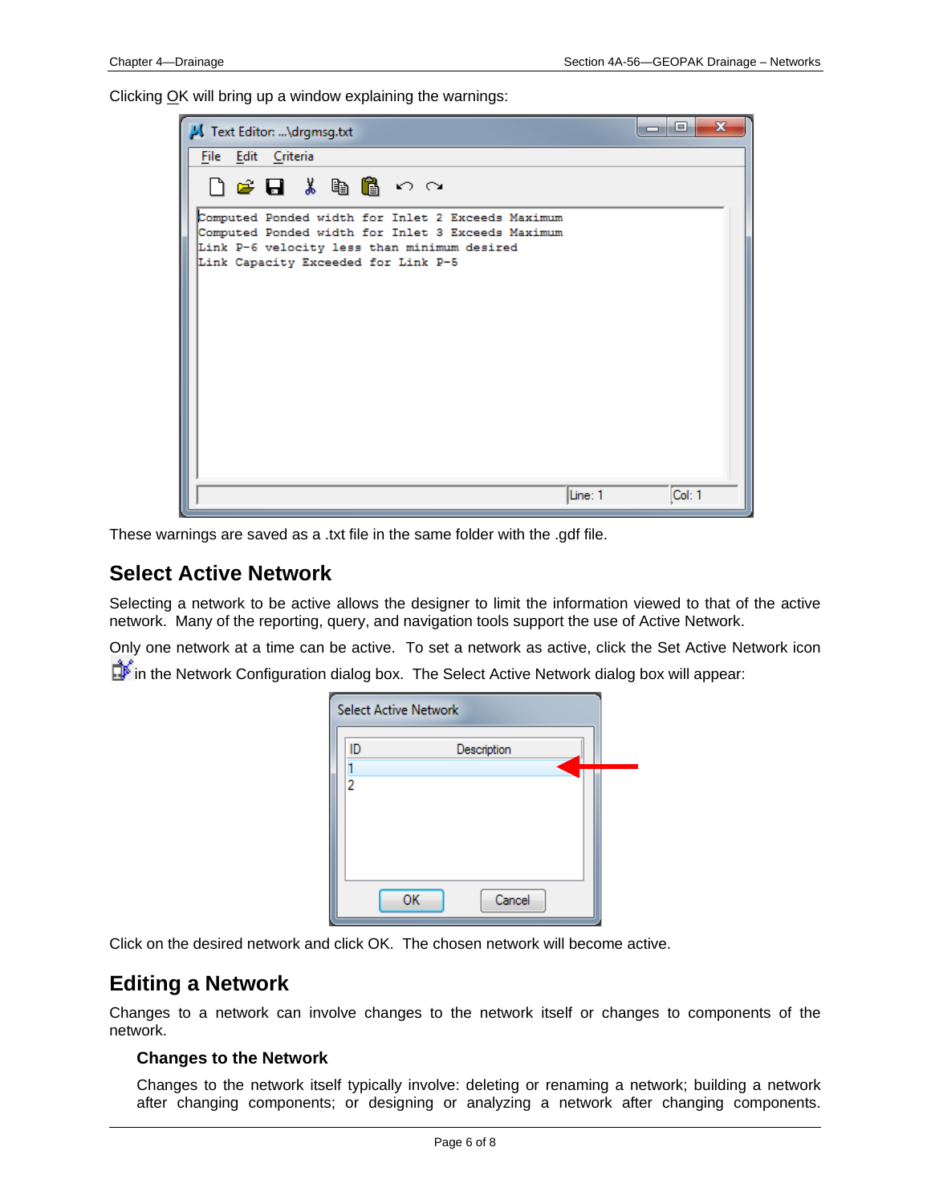Clicking OK will bring up a window explaining the warnings:

These warnings are saved as a .txt file in the same folder with the .gdf file.

## Select Active Network

Selecting a network to be active allows the designer to limit the information viewed to that of the active network. Many of the reporting, query, and navigation tools support the use of Active Network.

Only one network at a time can be active. To set a network as active, click the Set Active Network icon in the Network Configuration dialog box. The Select Active Network dialog box will appear:

Click on the desired network and click OK. The chosen network will become active.

## Editing a Network

Changes to a network can involve changes to the network itself or changes to components of the network.

### Changes to the Network

Changes to the network itself typically involve: deleting or renaming a network; building a network after changing components; or designing or analyzing a network after changing components.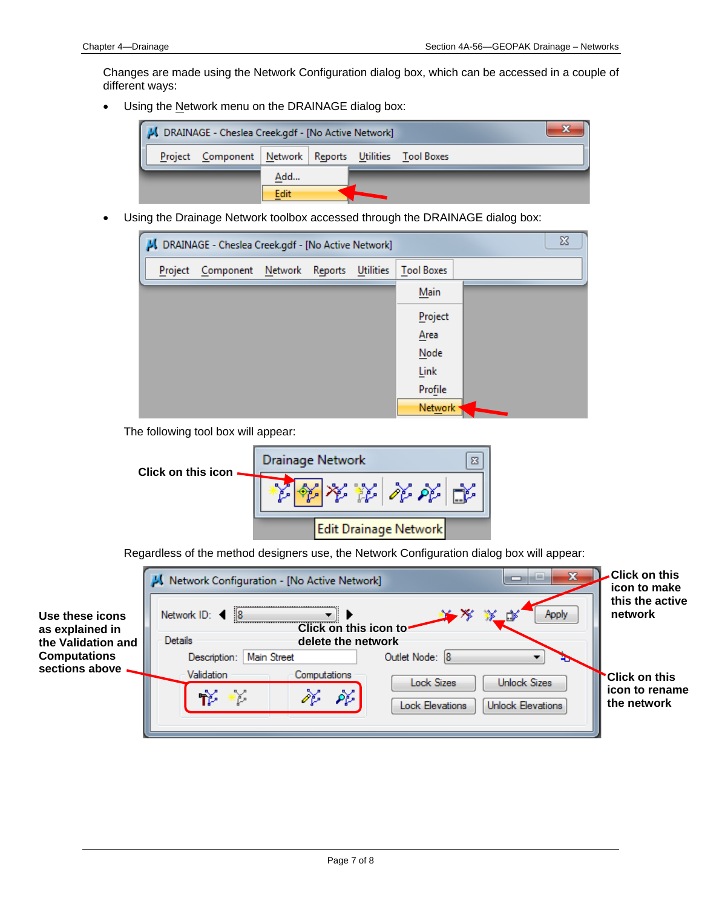Changes are made using the Network Configuration dialog box, which can be accessed in a couple of different ways:

- Using the Network menu on the DRAINAGE dialog box:

- Using the Drainage Network toolbox accessed through the DRAINAGE dialog box:

The following tool box will appear:

**Click on this icon**

Regardless of the method designers use, the Network Configuration dialog box will appear:

**Use these icons as explained in the Validation and Computations sections above**

**Click on this icon to delete the network**

**Click on this icon to make this the active network**

**Click on this icon to rename the network**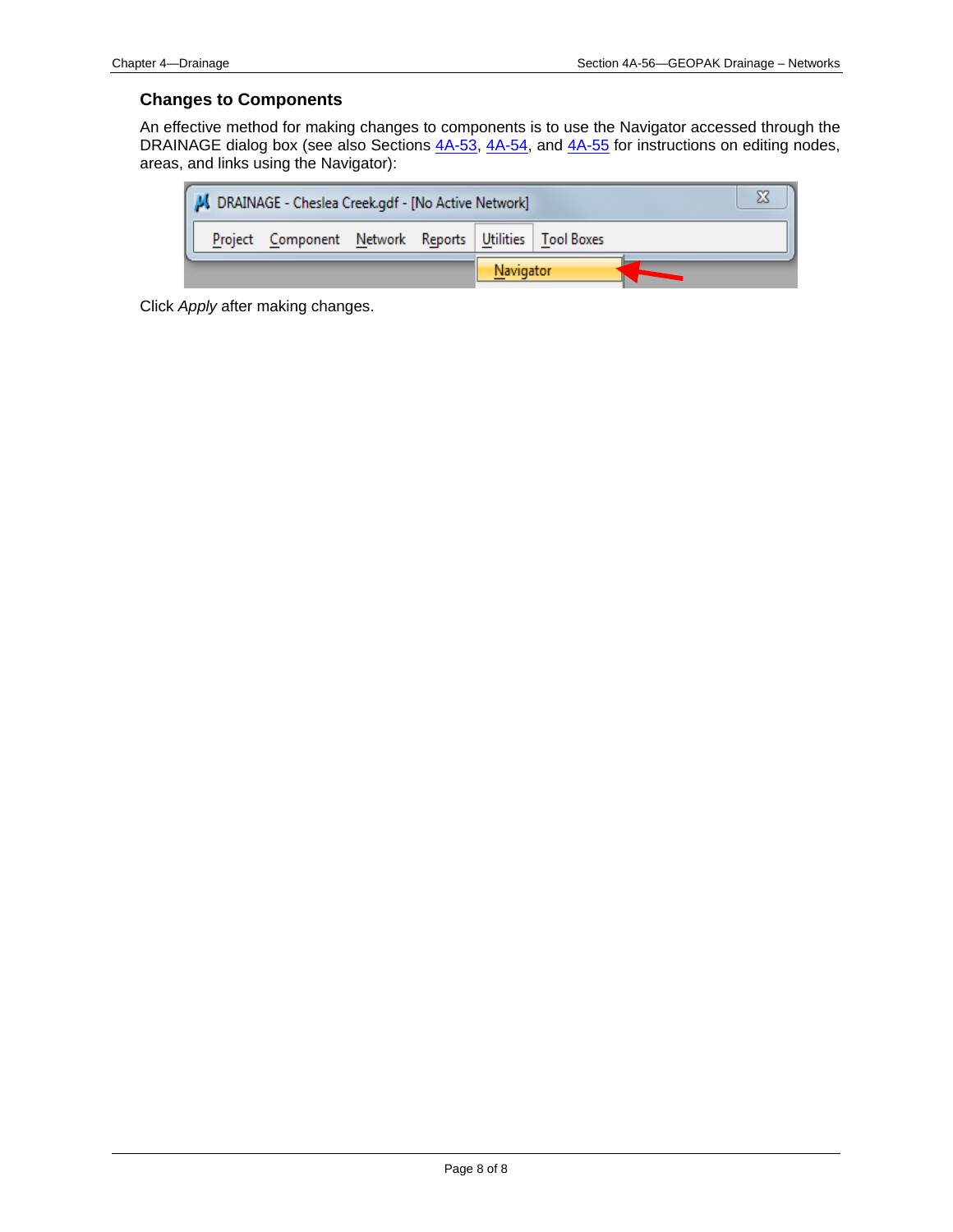### Changes to Components

An effective method for making changes to components is to use the Navigator accessed through the DRAINAGE dialog box (see also Sections 4A-53, 4A-54, and 4A-55 for instructions on editing nodes, areas, and links using the Navigator):

Click *Apply* after making changes.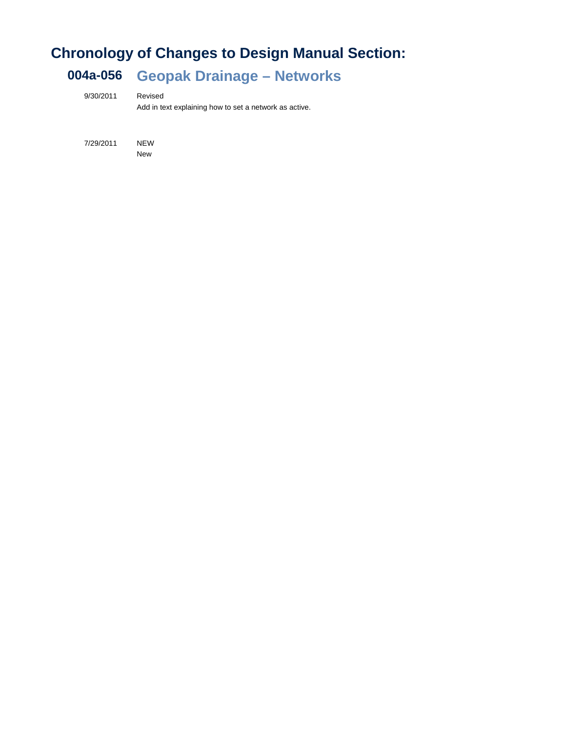# Chronology of Changes to Design Manual Section:

## 004a-056 Geopak Drainage – Networks

9/30/2011 Revised

Add in text explaining how to set a network as active.

7/29/2011 NEW

New